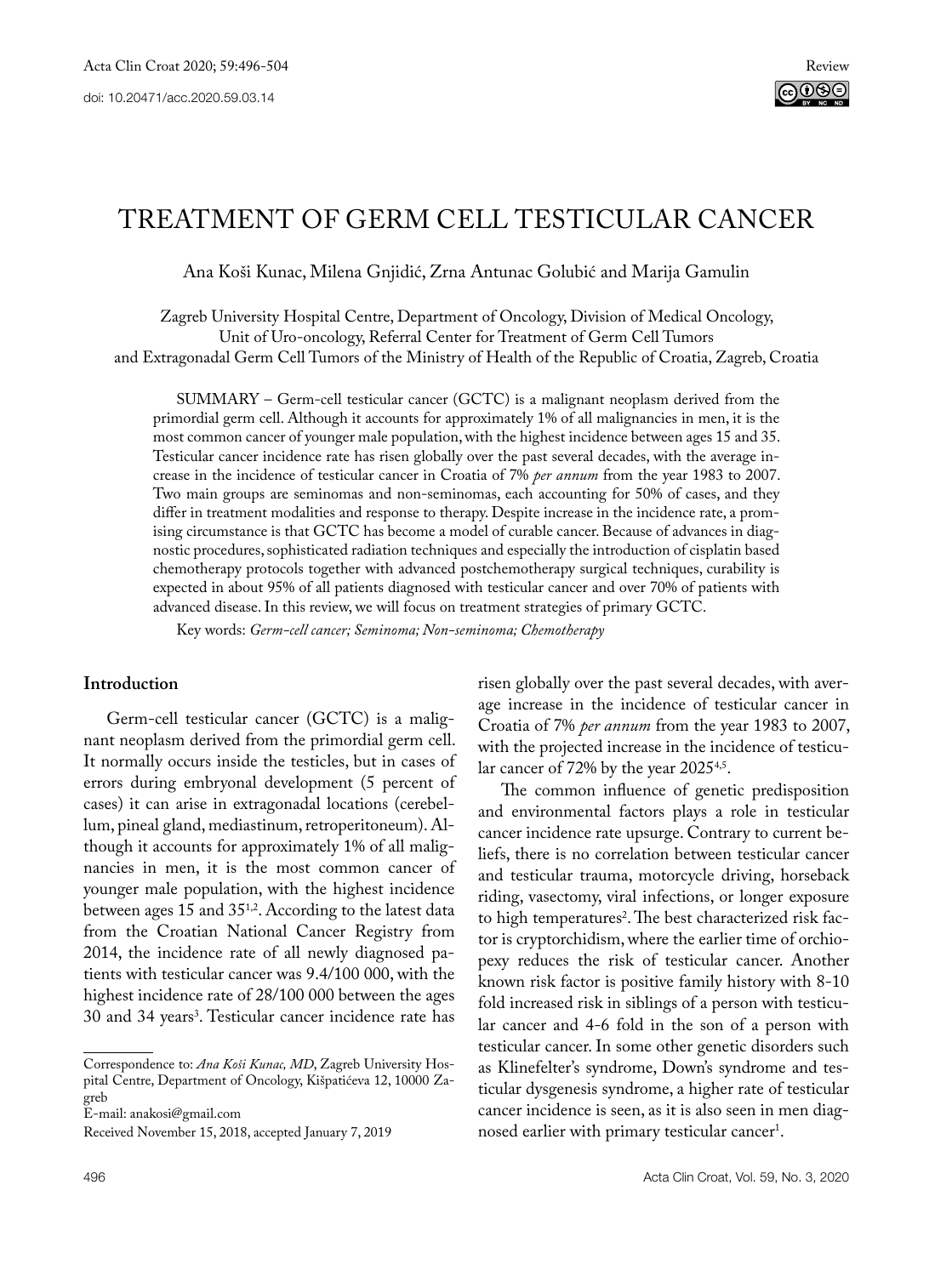Review

doi: 10.20471/acc.2020.59.03.14

# TREATMENT OF GERM CELL TESTICULAR CANCER

Ana Koši Kunac, Milena Gnjidić, Zrna Antunac Golubić and Marija Gamulin

Zagreb University Hospital Centre, Department of Oncology, Division of Medical Oncology, Unit of Uro-oncology, Referral Center for Treatment of Germ Cell Tumors and Extragonadal Germ Cell Tumors of the Ministry of Health of the Republic of Croatia, Zagreb, Croatia

SUMMARY – Germ-cell testicular cancer (GCTC) is a malignant neoplasm derived from the primordial germ cell. Although it accounts for approximately 1% of all malignancies in men, it is the most common cancer of younger male population, with the highest incidence between ages 15 and 35. Testicular cancer incidence rate has risen globally over the past several decades, with the average increase in the incidence of testicular cancer in Croatia of 7% *per annum* from the year 1983 to 2007. Two main groups are seminomas and non-seminomas, each accounting for 50% of cases, and they differ in treatment modalities and response to therapy. Despite increase in the incidence rate, a promising circumstance is that GCTC has become a model of curable cancer. Because of advances in diagnostic procedures, sophisticated radiation techniques and especially the introduction of cisplatin based chemotherapy protocols together with advanced postchemotherapy surgical techniques, curability is expected in about 95% of all patients diagnosed with testicular cancer and over 70% of patients with advanced disease. In this review, we will focus on treatment strategies of primary GCTC.

Key words: *Germ-cell cancer; Seminoma; Non-seminoma; Chemotherapy*

## Introduction

Germ-cell testicular cancer (GCTC) is a malignant neoplasm derived from the primordial germ cell. It normally occurs inside the testicles, but in cases of errors during embryonal development (5 percent of cases) it can arise in extragonadal locations (cerebellum, pineal gland, mediastinum, retroperitoneum). Although it accounts for approximately 1% of all malignancies in men, it is the most common cancer of younger male population, with the highest incidence between ages 15 and 35[1,2]. According to the latest data from the Croatian National Cancer Registry from 2014, the incidence rate of all newly diagnosed patients with testicular cancer was 9.4/100 000, with the highest incidence rate of 28/100 000 between the ages 30 and 34 years[3]. Testicular cancer incidence rate has risen globally over the past several decades, with average increase in the incidence of testicular cancer in Croatia of 7% *per annum* from the year 1983 to 2007, with the projected increase in the incidence of testicular cancer of 72% by the year 2025[4,5].

The common influence of genetic predisposition and environmental factors plays a role in testicular cancer incidence rate upsurge. Contrary to current beliefs, there is no correlation between testicular cancer and testicular trauma, motorcycle driving, horseback riding, vasectomy, viral infections, or longer exposure to high temperatures[2]. The best characterized risk factor is cryptorchidism, where the earlier time of orchiopexy reduces the risk of testicular cancer. Another known risk factor is positive family history with 8-10 fold increased risk in siblings of a person with testicular cancer and 4-6 fold in the son of a person with testicular cancer. In some other genetic disorders such as Klinefelter's syndrome, Down's syndrome and testicular dysgenesis syndrome, a higher rate of testicular cancer incidence is seen, as it is also seen in men diagnosed earlier with primary testicular cancer[1].

Correspondence to: *Ana Koši Kunac, MD*, Zagreb University Hospital Centre, Department of Oncology, Kišpatićeva 12, 10000 Zagreb

E-mail: anakosi@gmail.com

Received November 15, 2018, accepted January 7, 2019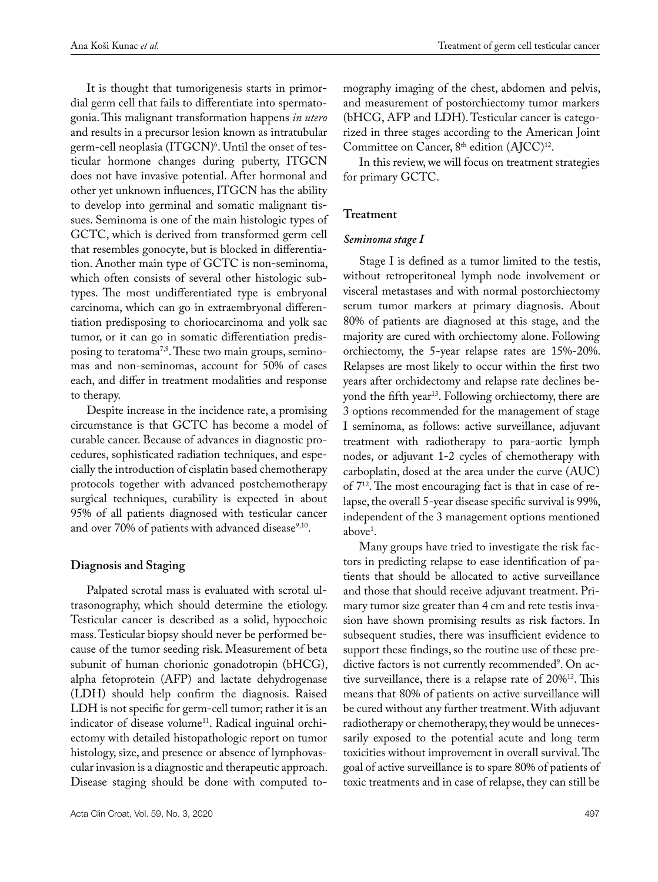It is thought that tumorigenesis starts in primordial germ cell that fails to differentiate into spermatogonia. This malignant transformation happens *in utero* and results in a precursor lesion known as intratubular germ-cell neoplasia (ITGCN)[6]. Until the onset of testicular hormone changes during puberty, ITGCN does not have invasive potential. After hormonal and other yet unknown influences, ITGCN has the ability to develop into germinal and somatic malignant tissues. Seminoma is one of the main histologic types of GCTC, which is derived from transformed germ cell that resembles gonocyte, but is blocked in differentiation. Another main type of GCTC is non-seminoma, which often consists of several other histologic subtypes. The most undifferentiated type is embryonal carcinoma, which can go in extraembryonal differentiation predisposing to choriocarcinoma and yolk sac tumor, or it can go in somatic differentiation predisposing to teratoma[7,8]. These two main groups, seminomas and non-seminomas, account for 50% of cases each, and differ in treatment modalities and response to therapy.

Despite increase in the incidence rate, a promising circumstance is that GCTC has become a model of curable cancer. Because of advances in diagnostic procedures, sophisticated radiation techniques, and especially the introduction of cisplatin based chemotherapy protocols together with advanced postchemotherapy surgical techniques, curability is expected in about 95% of all patients diagnosed with testicular cancer and over 70% of patients with advanced disease[9,10].

## Diagnosis and Staging

Palpated scrotal mass is evaluated with scrotal ultrasonography, which should determine the etiology. Testicular cancer is described as a solid, hypoechoic mass. Testicular biopsy should never be performed because of the tumor seeding risk. Measurement of beta subunit of human chorionic gonadotropin (bHCG), alpha fetoprotein (AFP) and lactate dehydrogenase (LDH) should help confirm the diagnosis. Raised LDH is not specific for germ-cell tumor; rather it is an indicator of disease volume[11]. Radical inguinal orchiectomy with detailed histopathologic report on tumor histology, size, and presence or absence of lymphovascular invasion is a diagnostic and therapeutic approach. Disease staging should be done with computed tomography imaging of the chest, abdomen and pelvis, and measurement of postorchiectomy tumor markers (bHCG, AFP and LDH). Testicular cancer is categorized in three stages according to the American Joint Committee on Cancer, 8th edition (AJCC)[12].

In this review, we will focus on treatment strategies for primary GCTC.

## Treatment

### *Seminoma stage I*

Stage I is defined as a tumor limited to the testis, without retroperitoneal lymph node involvement or visceral metastases and with normal postorchiectomy serum tumor markers at primary diagnosis. About 80% of patients are diagnosed at this stage, and the majority are cured with orchiectomy alone. Following orchiectomy, the 5-year relapse rates are 15%-20%. Relapses are most likely to occur within the first two years after orchidectomy and relapse rate declines beyond the fifth year[13]. Following orchiectomy, there are 3 options recommended for the management of stage I seminoma, as follows: active surveillance, adjuvant treatment with radiotherapy to para-aortic lymph nodes, or adjuvant 1-2 cycles of chemotherapy with carboplatin, dosed at the area under the curve (AUC) of 7[12]. The most encouraging fact is that in case of relapse, the overall 5-year disease specific survival is 99%, independent of the 3 management options mentioned above[1].

Many groups have tried to investigate the risk factors in predicting relapse to ease identification of patients that should be allocated to active surveillance and those that should receive adjuvant treatment. Primary tumor size greater than 4 cm and rete testis invasion have shown promising results as risk factors. In subsequent studies, there was insufficient evidence to support these findings, so the routine use of these predictive factors is not currently recommended[9]. On active surveillance, there is a relapse rate of 20%[12]. This means that 80% of patients on active surveillance will be cured without any further treatment. With adjuvant radiotherapy or chemotherapy, they would be unnecessarily exposed to the potential acute and long term toxicities without improvement in overall survival. The goal of active surveillance is to spare 80% of patients of toxic treatments and in case of relapse, they can still be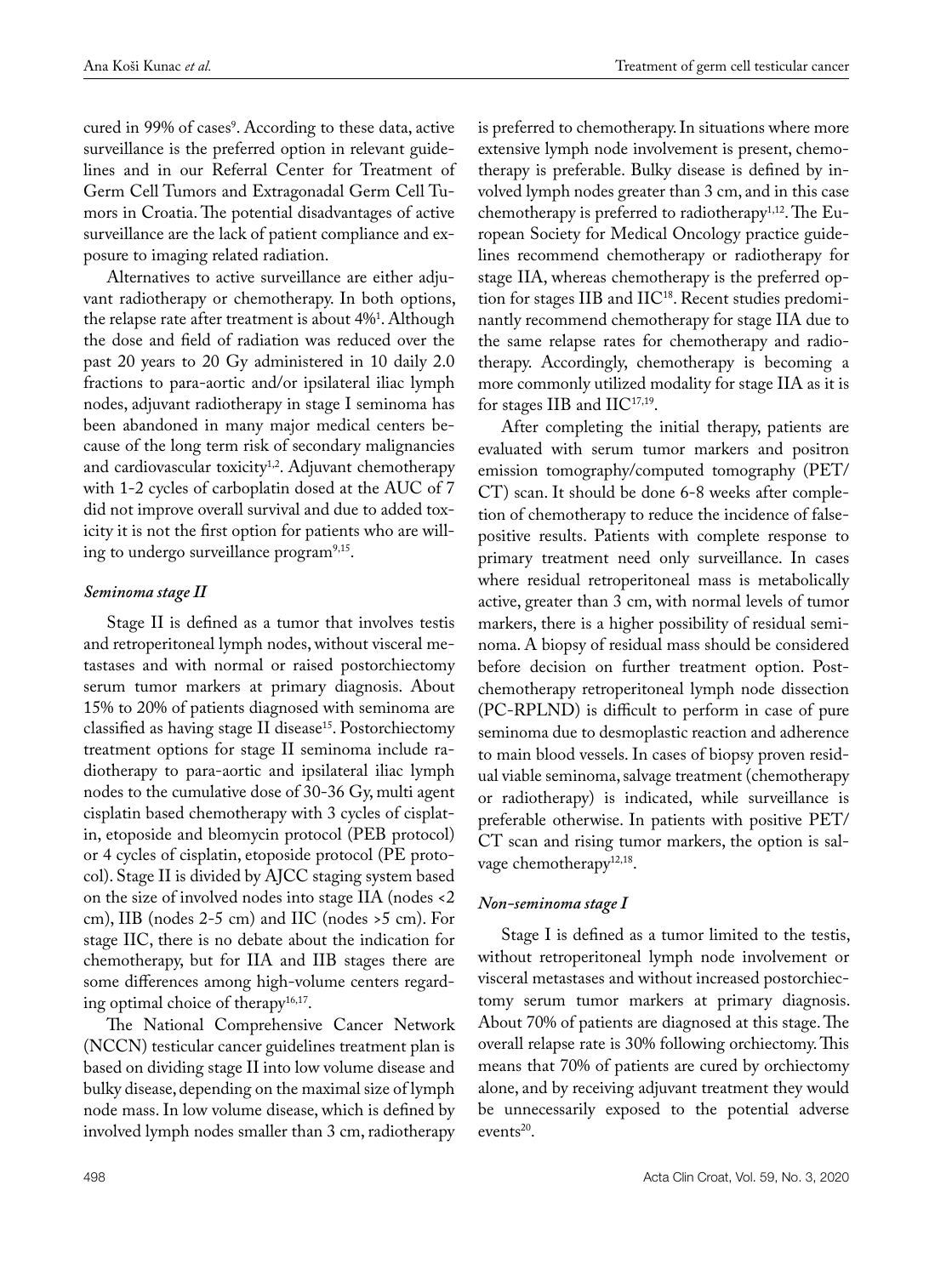cured in 99% of cases[9]. According to these data, active surveillance is the preferred option in relevant guidelines and in our Referral Center for Treatment of Germ Cell Tumors and Extragonadal Germ Cell Tumors in Croatia. The potential disadvantages of active surveillance are the lack of patient compliance and exposure to imaging related radiation.

Alternatives to active surveillance are either adjuvant radiotherapy or chemotherapy. In both options, the relapse rate after treatment is about 4%[1]. Although the dose and field of radiation was reduced over the past 20 years to 20 Gy administered in 10 daily 2.0 fractions to para-aortic and/or ipsilateral iliac lymph nodes, adjuvant radiotherapy in stage I seminoma has been abandoned in many major medical centers because of the long term risk of secondary malignancies and cardiovascular toxicity[1,2]. Adjuvant chemotherapy with 1-2 cycles of carboplatin dosed at the AUC of 7 did not improve overall survival and due to added toxicity it is not the first option for patients who are willing to undergo surveillance program[9,15].

### *Seminoma stage II*

Stage II is defined as a tumor that involves testis and retroperitoneal lymph nodes, without visceral metastases and with normal or raised postorchiectomy serum tumor markers at primary diagnosis. About 15% to 20% of patients diagnosed with seminoma are classified as having stage II disease[15]. Postorchiectomy treatment options for stage II seminoma include radiotherapy to para-aortic and ipsilateral iliac lymph nodes to the cumulative dose of 30-36 Gy, multi agent cisplatin based chemotherapy with 3 cycles of cisplatin, etoposide and bleomycin protocol (PEB protocol) or 4 cycles of cisplatin, etoposide protocol (PE protocol). Stage II is divided by AJCC staging system based on the size of involved nodes into stage IIA (nodes <2 cm), IIB (nodes 2-5 cm) and IIC (nodes >5 cm). For stage IIC, there is no debate about the indication for chemotherapy, but for IIA and IIB stages there are some differences among high-volume centers regarding optimal choice of therapy[16,17].

The National Comprehensive Cancer Network (NCCN) testicular cancer guidelines treatment plan is based on dividing stage II into low volume disease and bulky disease, depending on the maximal size of lymph node mass. In low volume disease, which is defined by involved lymph nodes smaller than 3 cm, radiotherapy is preferred to chemotherapy. In situations where more extensive lymph node involvement is present, chemotherapy is preferable. Bulky disease is defined by involved lymph nodes greater than 3 cm, and in this case chemotherapy is preferred to radiotherapy[1,12]. The European Society for Medical Oncology practice guidelines recommend chemotherapy or radiotherapy for stage IIA, whereas chemotherapy is the preferred option for stages IIB and IIC[18]. Recent studies predominantly recommend chemotherapy for stage IIA due to the same relapse rates for chemotherapy and radiotherapy. Accordingly, chemotherapy is becoming a more commonly utilized modality for stage IIA as it is for stages IIB and IIC[17,19].

After completing the initial therapy, patients are evaluated with serum tumor markers and positron emission tomography/computed tomography (PET/CT) scan. It should be done 6-8 weeks after completion of chemotherapy to reduce the incidence of false-positive results. Patients with complete response to primary treatment need only surveillance. In cases where residual retroperitoneal mass is metabolically active, greater than 3 cm, with normal levels of tumor markers, there is a higher possibility of residual seminoma. A biopsy of residual mass should be considered before decision on further treatment option. Post-chemotherapy retroperitoneal lymph node dissection (PC-RPLND) is difficult to perform in case of pure seminoma due to desmoplastic reaction and adherence to main blood vessels. In cases of biopsy proven residual viable seminoma, salvage treatment (chemotherapy or radiotherapy) is indicated, while surveillance is preferable otherwise. In patients with positive PET/CT scan and rising tumor markers, the option is salvage chemotherapy[12,18].

### *Non-seminoma stage I*

Stage I is defined as a tumor limited to the testis, without retroperitoneal lymph node involvement or visceral metastases and without increased postorchiectomy serum tumor markers at primary diagnosis. About 70% of patients are diagnosed at this stage. The overall relapse rate is 30% following orchiectomy. This means that 70% of patients are cured by orchiectomy alone, and by receiving adjuvant treatment they would be unnecessarily exposed to the potential adverse events[20].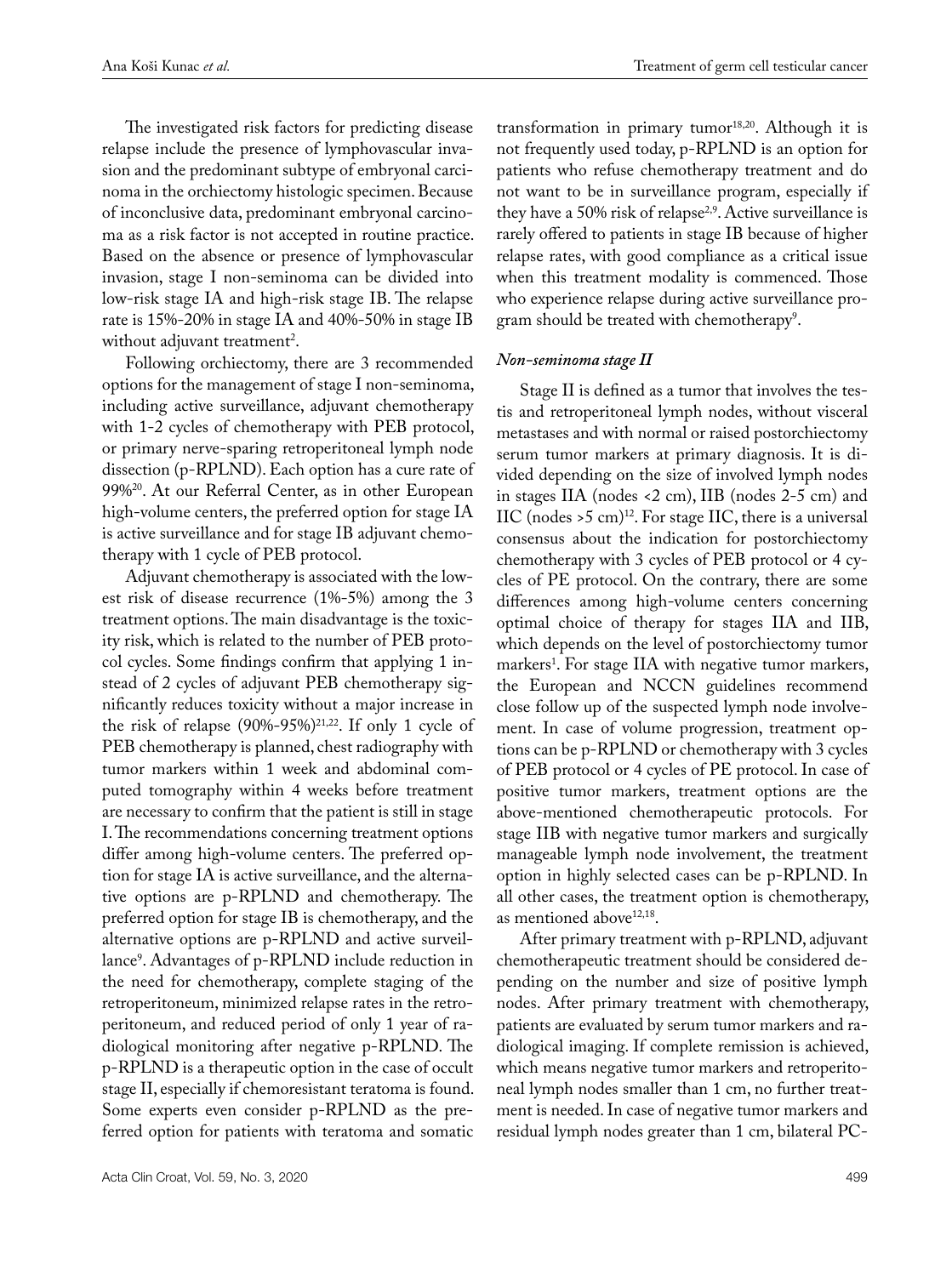The investigated risk factors for predicting disease relapse include the presence of lymphovascular invasion and the predominant subtype of embryonal carcinoma in the orchiectomy histologic specimen. Because of inconclusive data, predominant embryonal carcinoma as a risk factor is not accepted in routine practice. Based on the absence or presence of lymphovascular invasion, stage I non-seminoma can be divided into low-risk stage IA and high-risk stage IB. The relapse rate is 15%-20% in stage IA and 40%-50% in stage IB without adjuvant treatment[2].

Following orchiectomy, there are 3 recommended options for the management of stage I non-seminoma, including active surveillance, adjuvant chemotherapy with 1-2 cycles of chemotherapy with PEB protocol, or primary nerve-sparing retroperitoneal lymph node dissection (p-RPLND). Each option has a cure rate of 99%[20]. At our Referral Center, as in other European high-volume centers, the preferred option for stage IA is active surveillance and for stage IB adjuvant chemotherapy with 1 cycle of PEB protocol.

Adjuvant chemotherapy is associated with the lowest risk of disease recurrence (1%-5%) among the 3 treatment options. The main disadvantage is the toxicity risk, which is related to the number of PEB protocol cycles. Some findings confirm that applying 1 instead of 2 cycles of adjuvant PEB chemotherapy significantly reduces toxicity without a major increase in the risk of relapse (90%-95%)[21,22]. If only 1 cycle of PEB chemotherapy is planned, chest radiography with tumor markers within 1 week and abdominal computed tomography within 4 weeks before treatment are necessary to confirm that the patient is still in stage I. The recommendations concerning treatment options differ among high-volume centers. The preferred option for stage IA is active surveillance, and the alternative options are p-RPLND and chemotherapy. The preferred option for stage IB is chemotherapy, and the alternative options are p-RPLND and active surveillance[9]. Advantages of p-RPLND include reduction in the need for chemotherapy, complete staging of the retroperitoneum, minimized relapse rates in the retroperitoneum, and reduced period of only 1 year of radiological monitoring after negative p-RPLND. The p-RPLND is a therapeutic option in the case of occult stage II, especially if chemoresistant teratoma is found. Some experts even consider p-RPLND as the preferred option for patients with teratoma and somatic transformation in primary tumor[18,20]. Although it is not frequently used today, p-RPLND is an option for patients who refuse chemotherapy treatment and do not want to be in surveillance program, especially if they have a 50% risk of relapse[2,9]. Active surveillance is rarely offered to patients in stage IB because of higher relapse rates, with good compliance as a critical issue when this treatment modality is commenced. Those who experience relapse during active surveillance program should be treated with chemotherapy[9].

### *Non-seminoma stage II*

Stage II is defined as a tumor that involves the testis and retroperitoneal lymph nodes, without visceral metastases and with normal or raised postorchiectomy serum tumor markers at primary diagnosis. It is divided depending on the size of involved lymph nodes in stages IIA (nodes <2 cm), IIB (nodes 2-5 cm) and IIC (nodes >5 cm)[12]. For stage IIC, there is a universal consensus about the indication for postorchiectomy chemotherapy with 3 cycles of PEB protocol or 4 cycles of PE protocol. On the contrary, there are some differences among high-volume centers concerning optimal choice of therapy for stages IIA and IIB, which depends on the level of postorchiectomy tumor markers[1]. For stage IIA with negative tumor markers, the European and NCCN guidelines recommend close follow up of the suspected lymph node involvement. In case of volume progression, treatment options can be p-RPLND or chemotherapy with 3 cycles of PEB protocol or 4 cycles of PE protocol. In case of positive tumor markers, treatment options are the above-mentioned chemotherapeutic protocols. For stage IIB with negative tumor markers and surgically manageable lymph node involvement, the treatment option in highly selected cases can be p-RPLND. In all other cases, the treatment option is chemotherapy, as mentioned above[12,18].

After primary treatment with p-RPLND, adjuvant chemotherapeutic treatment should be considered depending on the number and size of positive lymph nodes. After primary treatment with chemotherapy, patients are evaluated by serum tumor markers and radiological imaging. If complete remission is achieved, which means negative tumor markers and retroperitoneal lymph nodes smaller than 1 cm, no further treatment is needed. In case of negative tumor markers and residual lymph nodes greater than 1 cm, bilateral PC-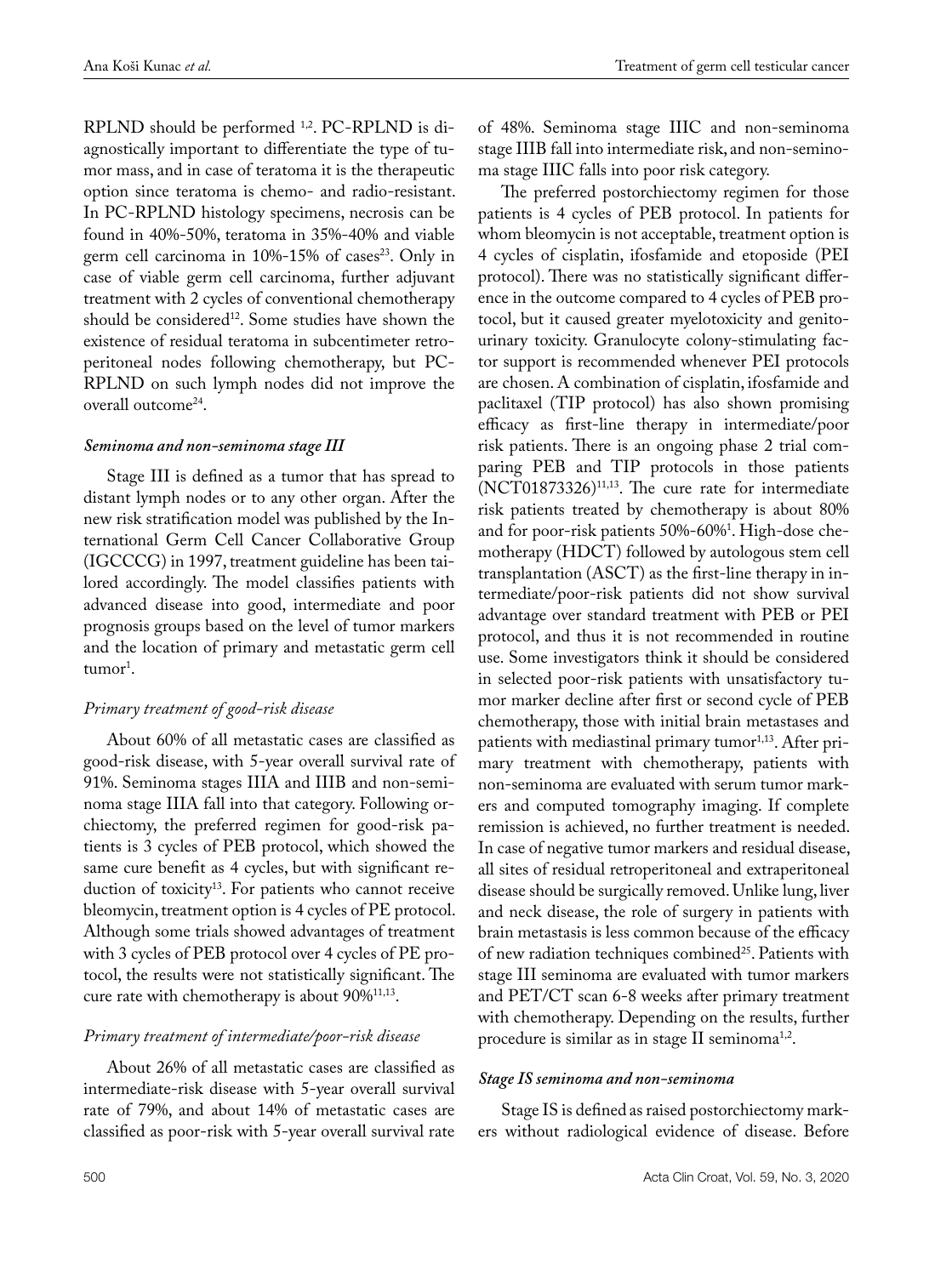RPLND should be performed [1,2]. PC-RPLND is diagnostically important to differentiate the type of tumor mass, and in case of teratoma it is the therapeutic option since teratoma is chemo- and radio-resistant. In PC-RPLND histology specimens, necrosis can be found in 40%-50%, teratoma in 35%-40% and viable germ cell carcinoma in 10%-15% of cases[23]. Only in case of viable germ cell carcinoma, further adjuvant treatment with 2 cycles of conventional chemotherapy should be considered[12]. Some studies have shown the existence of residual teratoma in subcentimeter retroperitoneal nodes following chemotherapy, but PC-RPLND on such lymph nodes did not improve the overall outcome[24].

### *Seminoma and non-seminoma stage III*

Stage III is defined as a tumor that has spread to distant lymph nodes or to any other organ. After the new risk stratification model was published by the International Germ Cell Cancer Collaborative Group (IGCCCG) in 1997, treatment guideline has been tailored accordingly. The model classifies patients with advanced disease into good, intermediate and poor prognosis groups based on the level of tumor markers and the location of primary and metastatic germ cell tumor[1].

#### *Primary treatment of good-risk disease*

About 60% of all metastatic cases are classified as good-risk disease, with 5-year overall survival rate of 91%. Seminoma stages IIIA and IIIB and non-seminoma stage IIIA fall into that category. Following orchiectomy, the preferred regimen for good-risk patients is 3 cycles of PEB protocol, which showed the same cure benefit as 4 cycles, but with significant reduction of toxicity[13]. For patients who cannot receive bleomycin, treatment option is 4 cycles of PE protocol. Although some trials showed advantages of treatment with 3 cycles of PEB protocol over 4 cycles of PE protocol, the results were not statistically significant. The cure rate with chemotherapy is about 90%[11,13].

#### *Primary treatment of intermediate/poor-risk disease*

About 26% of all metastatic cases are classified as intermediate-risk disease with 5-year overall survival rate of 79%, and about 14% of metastatic cases are classified as poor-risk with 5-year overall survival rate of 48%. Seminoma stage IIIC and non-seminoma stage IIIB fall into intermediate risk, and non-seminoma stage IIIC falls into poor risk category.

The preferred postorchiectomy regimen for those patients is 4 cycles of PEB protocol. In patients for whom bleomycin is not acceptable, treatment option is 4 cycles of cisplatin, ifosfamide and etoposide (PEI protocol). There was no statistically significant difference in the outcome compared to 4 cycles of PEB protocol, but it caused greater myelotoxicity and genitourinary toxicity. Granulocyte colony-stimulating factor support is recommended whenever PEI protocols are chosen. A combination of cisplatin, ifosfamide and paclitaxel (TIP protocol) has also shown promising efficacy as first-line therapy in intermediate/poor risk patients. There is an ongoing phase 2 trial comparing PEB and TIP protocols in those patients (NCT01873326)[11,13]. The cure rate for intermediate risk patients treated by chemotherapy is about 80% and for poor-risk patients 50%-60%[1]. High-dose chemotherapy (HDCT) followed by autologous stem cell transplantation (ASCT) as the first-line therapy in intermediate/poor-risk patients did not show survival advantage over standard treatment with PEB or PEI protocol, and thus it is not recommended in routine use. Some investigators think it should be considered in selected poor-risk patients with unsatisfactory tumor marker decline after first or second cycle of PEB chemotherapy, those with initial brain metastases and patients with mediastinal primary tumor[1,13]. After primary treatment with chemotherapy, patients with non-seminoma are evaluated with serum tumor markers and computed tomography imaging. If complete remission is achieved, no further treatment is needed. In case of negative tumor markers and residual disease, all sites of residual retroperitoneal and extraperitoneal disease should be surgically removed. Unlike lung, liver and neck disease, the role of surgery in patients with brain metastasis is less common because of the efficacy of new radiation techniques combined[25]. Patients with stage III seminoma are evaluated with tumor markers and PET/CT scan 6-8 weeks after primary treatment with chemotherapy. Depending on the results, further procedure is similar as in stage II seminoma[1,2].

### *Stage IS seminoma and non-seminoma*

Stage IS is defined as raised postorchiectomy markers without radiological evidence of disease. Before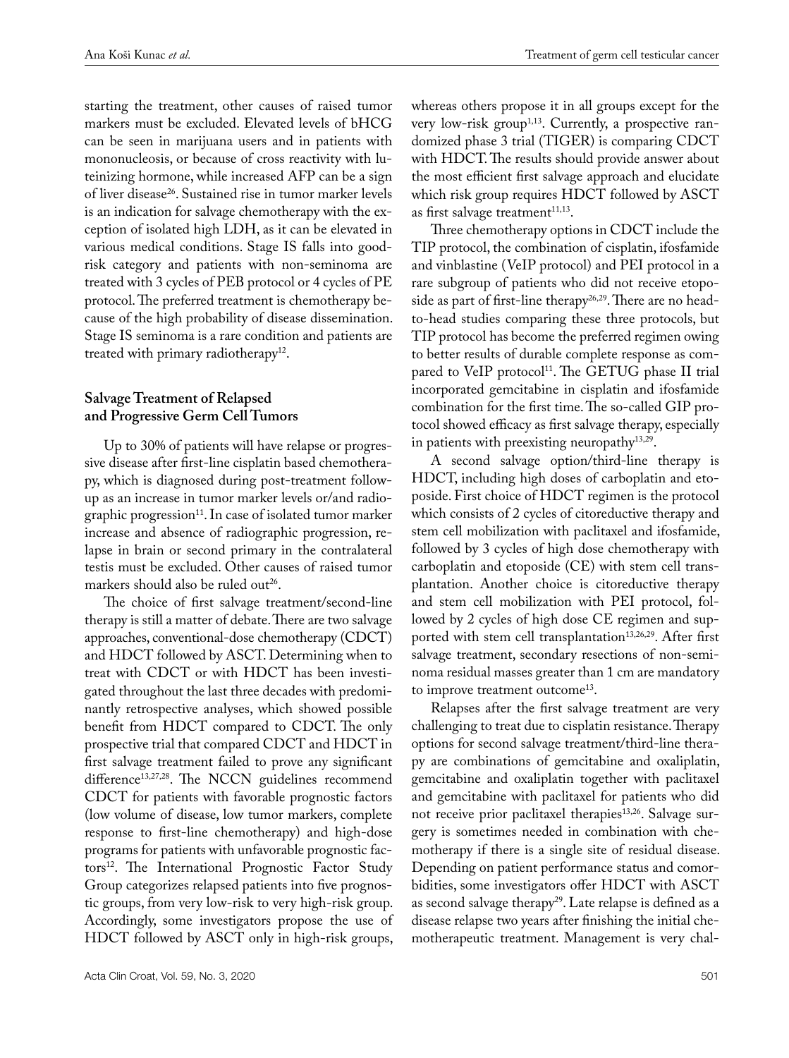starting the treatment, other causes of raised tumor markers must be excluded. Elevated levels of bHCG can be seen in marijuana users and in patients with mononucleosis, or because of cross reactivity with luteinizing hormone, while increased AFP can be a sign of liver disease[26]. Sustained rise in tumor marker levels is an indication for salvage chemotherapy with the exception of isolated high LDH, as it can be elevated in various medical conditions. Stage IS falls into good-risk category and patients with non-seminoma are treated with 3 cycles of PEB protocol or 4 cycles of PE protocol. The preferred treatment is chemotherapy because of the high probability of disease dissemination. Stage IS seminoma is a rare condition and patients are treated with primary radiotherapy[12].

## Salvage Treatment of Relapsed and Progressive Germ Cell Tumors

Up to 30% of patients will have relapse or progressive disease after first-line cisplatin based chemotherapy, which is diagnosed during post-treatment follow-up as an increase in tumor marker levels or/and radiographic progression[11]. In case of isolated tumor marker increase and absence of radiographic progression, relapse in brain or second primary in the contralateral testis must be excluded. Other causes of raised tumor markers should also be ruled out[26].

The choice of first salvage treatment/second-line therapy is still a matter of debate. There are two salvage approaches, conventional-dose chemotherapy (CDCT) and HDCT followed by ASCT. Determining when to treat with CDCT or with HDCT has been investigated throughout the last three decades with predominantly retrospective analyses, which showed possible benefit from HDCT compared to CDCT. The only prospective trial that compared CDCT and HDCT in first salvage treatment failed to prove any significant difference[13,27,28]. The NCCN guidelines recommend CDCT for patients with favorable prognostic factors (low volume of disease, low tumor markers, complete response to first-line chemotherapy) and high-dose programs for patients with unfavorable prognostic factors[12]. The International Prognostic Factor Study Group categorizes relapsed patients into five prognostic groups, from very low-risk to very high-risk group. Accordingly, some investigators propose the use of HDCT followed by ASCT only in high-risk groups, whereas others propose it in all groups except for the very low-risk group[1,13]. Currently, a prospective randomized phase 3 trial (TIGER) is comparing CDCT with HDCT. The results should provide answer about the most efficient first salvage approach and elucidate which risk group requires HDCT followed by ASCT as first salvage treatment[11,13].

Three chemotherapy options in CDCT include the TIP protocol, the combination of cisplatin, ifosfamide and vinblastine (VeIP protocol) and PEI protocol in a rare subgroup of patients who did not receive etoposide as part of first-line therapy[26,29]. There are no head-to-head studies comparing these three protocols, but TIP protocol has become the preferred regimen owing to better results of durable complete response as compared to VeIP protocol[11]. The GETUG phase II trial incorporated gemcitabine in cisplatin and ifosfamide combination for the first time. The so-called GIP protocol showed efficacy as first salvage therapy, especially in patients with preexisting neuropathy[13,29].

A second salvage option/third-line therapy is HDCT, including high doses of carboplatin and etoposide. First choice of HDCT regimen is the protocol which consists of 2 cycles of citoreductive therapy and stem cell mobilization with paclitaxel and ifosfamide, followed by 3 cycles of high dose chemotherapy with carboplatin and etoposide (CE) with stem cell transplantation. Another choice is citoreductive therapy and stem cell mobilization with PEI protocol, followed by 2 cycles of high dose CE regimen and supported with stem cell transplantation[13,26,29]. After first salvage treatment, secondary resections of non-seminoma residual masses greater than 1 cm are mandatory to improve treatment outcome[13].

Relapses after the first salvage treatment are very challenging to treat due to cisplatin resistance. Therapy options for second salvage treatment/third-line therapy are combinations of gemcitabine and oxaliplatin, gemcitabine and oxaliplatin together with paclitaxel and gemcitabine with paclitaxel for patients who did not receive prior paclitaxel therapies[13,26]. Salvage surgery is sometimes needed in combination with chemotherapy if there is a single site of residual disease. Depending on patient performance status and comorbidities, some investigators offer HDCT with ASCT as second salvage therapy[29]. Late relapse is defined as a disease relapse two years after finishing the initial chemotherapeutic treatment. Management is very chal-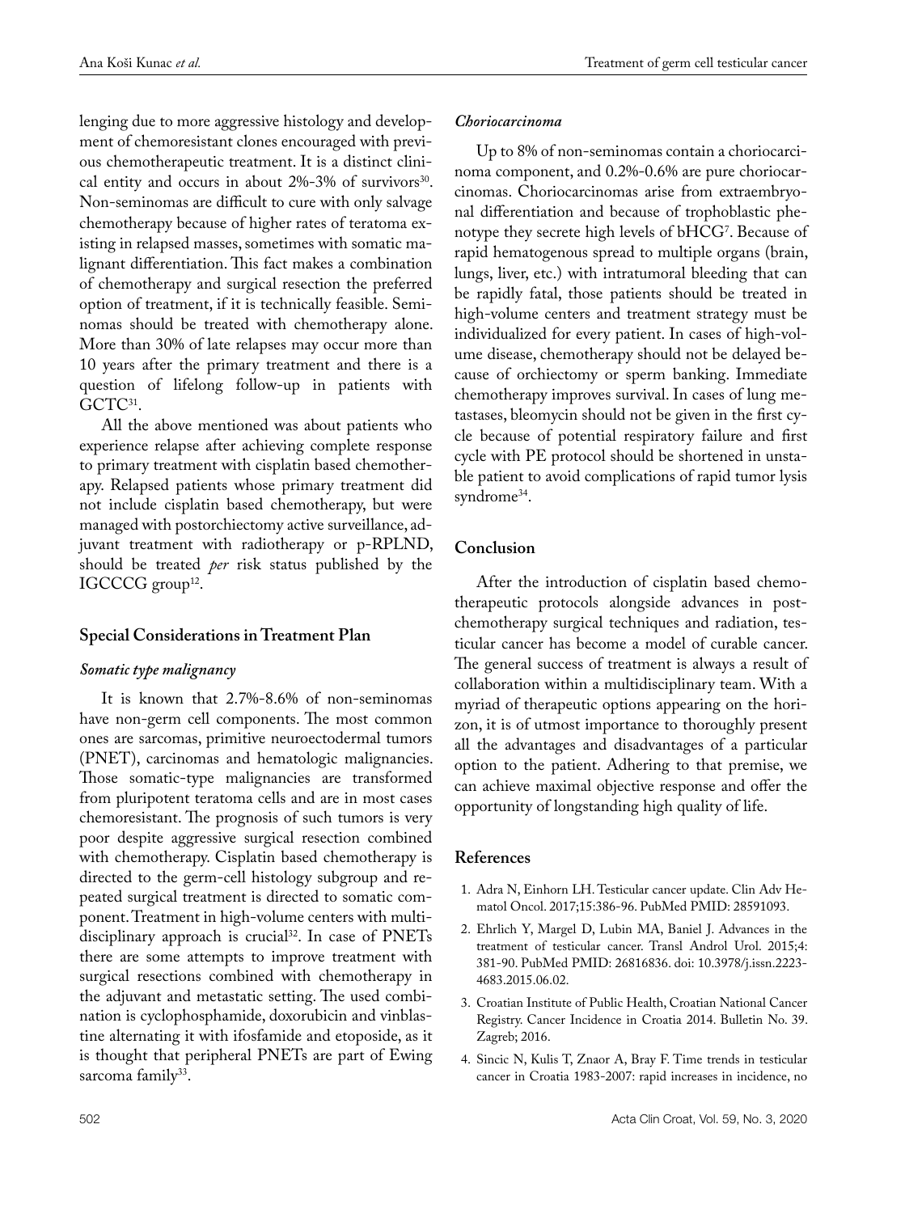lenging due to more aggressive histology and development of chemoresistant clones encouraged with previous chemotherapeutic treatment. It is a distinct clinical entity and occurs in about 2%-3% of survivors[30]. Non-seminomas are difficult to cure with only salvage chemotherapy because of higher rates of teratoma existing in relapsed masses, sometimes with somatic malignant differentiation. This fact makes a combination of chemotherapy and surgical resection the preferred option of treatment, if it is technically feasible. Seminomas should be treated with chemotherapy alone. More than 30% of late relapses may occur more than 10 years after the primary treatment and there is a question of lifelong follow-up in patients with GCTC[31].

All the above mentioned was about patients who experience relapse after achieving complete response to primary treatment with cisplatin based chemotherapy. Relapsed patients whose primary treatment did not include cisplatin based chemotherapy, but were managed with postorchiectomy active surveillance, adjuvant treatment with radiotherapy or p-RPLND, should be treated *per* risk status published by the IGCCCG group[12].

## Special Considerations in Treatment Plan

### *Somatic type malignancy*

It is known that 2.7%-8.6% of non-seminomas have non-germ cell components. The most common ones are sarcomas, primitive neuroectodermal tumors (PNET), carcinomas and hematologic malignancies. Those somatic-type malignancies are transformed from pluripotent teratoma cells and are in most cases chemoresistant. The prognosis of such tumors is very poor despite aggressive surgical resection combined with chemotherapy. Cisplatin based chemotherapy is directed to the germ-cell histology subgroup and repeated surgical treatment is directed to somatic component. Treatment in high-volume centers with multidisciplinary approach is crucial[32]. In case of PNETs there are some attempts to improve treatment with surgical resections combined with chemotherapy in the adjuvant and metastatic setting. The used combination is cyclophosphamide, doxorubicin and vinblastine alternating it with ifosfamide and etoposide, as it is thought that peripheral PNETs are part of Ewing sarcoma family[33].

### *Choriocarcinoma*

Up to 8% of non-seminomas contain a choriocarcinoma component, and 0.2%-0.6% are pure choriocarcinomas. Choriocarcinomas arise from extraembryonal differentiation and because of trophoblastic phenotype they secrete high levels of bHCG[7]. Because of rapid hematogenous spread to multiple organs (brain, lungs, liver, etc.) with intratumoral bleeding that can be rapidly fatal, those patients should be treated in high-volume centers and treatment strategy must be individualized for every patient. In cases of high-volume disease, chemotherapy should not be delayed because of orchiectomy or sperm banking. Immediate chemotherapy improves survival. In cases of lung metastases, bleomycin should not be given in the first cycle because of potential respiratory failure and first cycle with PE protocol should be shortened in unstable patient to avoid complications of rapid tumor lysis syndrome[34].

## Conclusion

After the introduction of cisplatin based chemotherapeutic protocols alongside advances in post-chemotherapy surgical techniques and radiation, testicular cancer has become a model of curable cancer. The general success of treatment is always a result of collaboration within a multidisciplinary team. With a myriad of therapeutic options appearing on the horizon, it is of utmost importance to thoroughly present all the advantages and disadvantages of a particular option to the patient. Adhering to that premise, we can achieve maximal objective response and offer the opportunity of longstanding high quality of life.

## References

1. Adra N, Einhorn LH. Testicular cancer update. Clin Adv Hematol Oncol. 2017;15:386-96. PubMed PMID: 28591093.
2. Ehrlich Y, Margel D, Lubin MA, Baniel J. Advances in the treatment of testicular cancer. Transl Androl Urol. 2015;4: 381-90. PubMed PMID: 26816836. doi: 10.3978/j.issn.2223-4683.2015.06.02.
3. Croatian Institute of Public Health, Croatian National Cancer Registry. Cancer Incidence in Croatia 2014. Bulletin No. 39. Zagreb; 2016.
4. Sincic N, Kulis T, Znaor A, Bray F. Time trends in testicular cancer in Croatia 1983-2007: rapid increases in incidence, no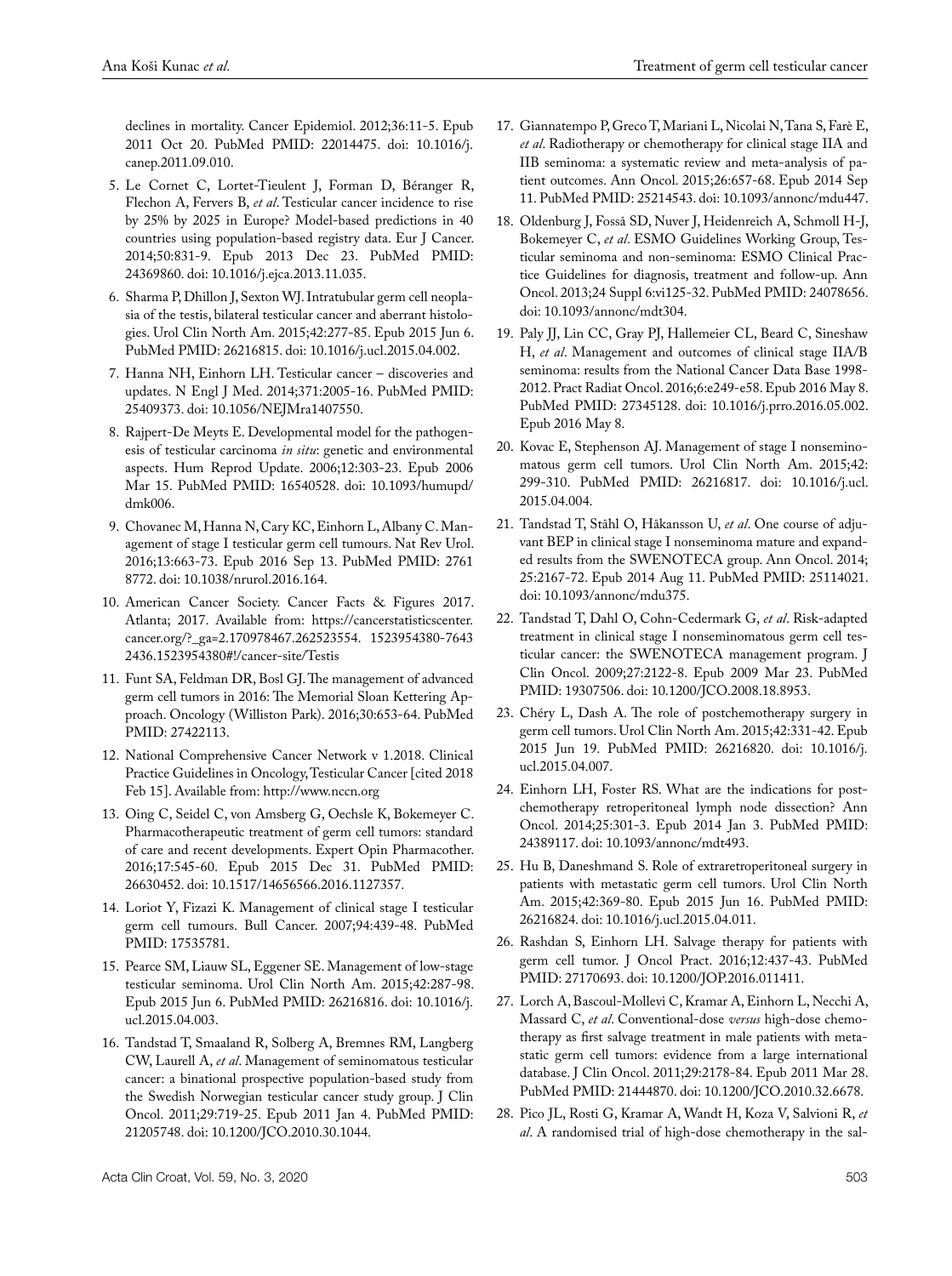declines in mortality. Cancer Epidemiol. 2012;36:11-5. Epub 2011 Oct 20. PubMed PMID: 22014475. doi: 10.1016/j.canep.2011.09.010.

5. Le Cornet C, Lortet-Tieulent J, Forman D, Béranger R, Flechon A, Fervers B, *et al*. Testicular cancer incidence to rise by 25% by 2025 in Europe? Model-based predictions in 40 countries using population-based registry data. Eur J Cancer. 2014;50:831-9. Epub 2013 Dec 23. PubMed PMID: 24369860. doi: 10.1016/j.ejca.2013.11.035.
6. Sharma P, Dhillon J, Sexton WJ. Intratubular germ cell neoplasia of the testis, bilateral testicular cancer and aberrant histologies. Urol Clin North Am. 2015;42:277-85. Epub 2015 Jun 6. PubMed PMID: 26216815. doi: 10.1016/j.ucl.2015.04.002.
7. Hanna NH, Einhorn LH. Testicular cancer – discoveries and updates. N Engl J Med. 2014;371:2005-16. PubMed PMID: 25409373. doi: 10.1056/NEJMra1407550.
8. Rajpert-De Meyts E. Developmental model for the pathogenesis of testicular carcinoma *in situ*: genetic and environmental aspects. Hum Reprod Update. 2006;12:303-23. Epub 2006 Mar 15. PubMed PMID: 16540528. doi: 10.1093/humupd/dmk006.
9. Chovanec M, Hanna N, Cary KC, Einhorn L, Albany C. Management of stage I testicular germ cell tumours. Nat Rev Urol. 2016;13:663-73. Epub 2016 Sep 13. PubMed PMID: 27618772. doi: 10.1038/nrurol.2016.164.
10. American Cancer Society. Cancer Facts & Figures 2017. Atlanta; 2017. Available from: https://cancerstatisticscenter.cancer.org/?_ga=2.170978467.262523554. 1523954380-76432436.1523954380#!/cancer-site/Testis
11. Funt SA, Feldman DR, Bosl GJ. The management of advanced germ cell tumors in 2016: The Memorial Sloan Kettering Approach. Oncology (Williston Park). 2016;30:653-64. PubMed PMID: 27422113.
12. National Comprehensive Cancer Network v 1.2018. Clinical Practice Guidelines in Oncology, Testicular Cancer [cited 2018 Feb 15]. Available from: http://www.nccn.org
13. Oing C, Seidel C, von Amsberg G, Oechsle K, Bokemeyer C. Pharmacotherapeutic treatment of germ cell tumors: standard of care and recent developments. Expert Opin Pharmacother. 2016;17:545-60. Epub 2015 Dec 31. PubMed PMID: 26630452. doi: 10.1517/14656566.2016.1127357.
14. Loriot Y, Fizazi K. Management of clinical stage I testicular germ cell tumours. Bull Cancer. 2007;94:439-48. PubMed PMID: 17535781.
15. Pearce SM, Liauw SL, Eggener SE. Management of low-stage testicular seminoma. Urol Clin North Am. 2015;42:287-98. Epub 2015 Jun 6. PubMed PMID: 26216816. doi: 10.1016/j.ucl.2015.04.003.
16. Tandstad T, Smaaland R, Solberg A, Bremnes RM, Langberg CW, Laurell A, *et al*. Management of seminomatous testicular cancer: a binational prospective population-based study from the Swedish Norwegian testicular cancer study group. J Clin Oncol. 2011;29:719-25. Epub 2011 Jan 4. PubMed PMID: 21205748. doi: 10.1200/JCO.2010.30.1044.
17. Giannatempo P, Greco T, Mariani L, Nicolai N, Tana S, Farè E, *et al*. Radiotherapy or chemotherapy for clinical stage IIA and IIB seminoma: a systematic review and meta-analysis of patient outcomes. Ann Oncol. 2015;26:657-68. Epub 2014 Sep 11. PubMed PMID: 25214543. doi: 10.1093/annonc/mdu447.
18. Oldenburg J, Fosså SD, Nuver J, Heidenreich A, Schmoll H-J, Bokemeyer C, *et al*. ESMO Guidelines Working Group, Testicular seminoma and non-seminoma: ESMO Clinical Practice Guidelines for diagnosis, treatment and follow-up. Ann Oncol. 2013;24 Suppl 6:vi125-32. PubMed PMID: 24078656. doi: 10.1093/annonc/mdt304.
19. Paly JJ, Lin CC, Gray PJ, Hallemeier CL, Beard C, Sineshaw H, *et al*. Management and outcomes of clinical stage IIA/B seminoma: results from the National Cancer Data Base 1998-2012. Pract Radiat Oncol. 2016;6:e249-e58. Epub 2016 May 8. PubMed PMID: 27345128. doi: 10.1016/j.prro.2016.05.002. Epub 2016 May 8.
20. Kovac E, Stephenson AJ. Management of stage I nonseminomatous germ cell tumors. Urol Clin North Am. 2015;42: 299-310. PubMed PMID: 26216817. doi: 10.1016/j.ucl.2015.04.004.
21. Tandstad T, Ståhl O, Håkansson U, *et al*. One course of adjuvant BEP in clinical stage I nonseminoma mature and expanded results from the SWENOTECA group. Ann Oncol. 2014; 25:2167-72. Epub 2014 Aug 11. PubMed PMID: 25114021. doi: 10.1093/annonc/mdu375.
22. Tandstad T, Dahl O, Cohn-Cedermark G, *et al*. Risk-adapted treatment in clinical stage I nonseminomatous germ cell testicular cancer: the SWENOTECA management program. J Clin Oncol. 2009;27:2122-8. Epub 2009 Mar 23. PubMed PMID: 19307506. doi: 10.1200/JCO.2008.18.8953.
23. Chéry L, Dash A. The role of postchemotherapy surgery in germ cell tumors. Urol Clin North Am. 2015;42:331-42. Epub 2015 Jun 19. PubMed PMID: 26216820. doi: 10.1016/j.ucl.2015.04.007.
24. Einhorn LH, Foster RS. What are the indications for postchemotherapy retroperitoneal lymph node dissection? Ann Oncol. 2014;25:301-3. Epub 2014 Jan 3. PubMed PMID: 24389117. doi: 10.1093/annonc/mdt493.
25. Hu B, Daneshmand S. Role of extraretroperitoneal surgery in patients with metastatic germ cell tumors. Urol Clin North Am. 2015;42:369-80. Epub 2015 Jun 16. PubMed PMID: 26216824. doi: 10.1016/j.ucl.2015.04.011.
26. Rashdan S, Einhorn LH. Salvage therapy for patients with germ cell tumor. J Oncol Pract. 2016;12:437-43. PubMed PMID: 27170693. doi: 10.1200/JOP.2016.011411.
27. Lorch A, Bascoul-Mollevi C, Kramar A, Einhorn L, Necchi A, Massard C, *et al*. Conventional-dose *versus* high-dose chemotherapy as first salvage treatment in male patients with metastatic germ cell tumors: evidence from a large international database. J Clin Oncol. 2011;29:2178-84. Epub 2011 Mar 28. PubMed PMID: 21444870. doi: 10.1200/JCO.2010.32.6678.
28. Pico JL, Rosti G, Kramar A, Wandt H, Koza V, Salvioni R, *et al*. A randomised trial of high-dose chemotherapy in the sal-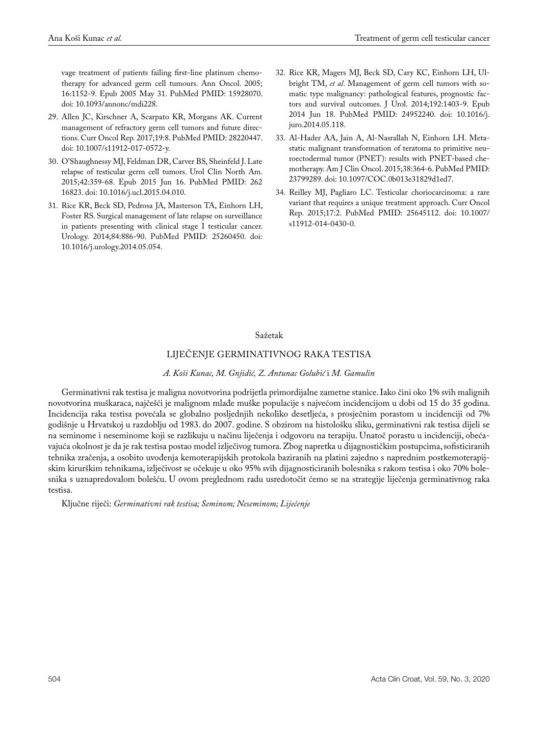vage treatment of patients failing first-line platinum chemotherapy for advanced germ cell tumours. Ann Oncol. 2005; 16:1152-9. Epub 2005 May 31. PubMed PMID: 15928070. doi: 10.1093/annonc/mdi228.

29. Allen JC, Kirschner A, Scarpato KR, Morgans AK. Current management of refractory germ cell tumors and future directions. Curr Oncol Rep. 2017;19:8. PubMed PMID: 28220447. doi: 10.1007/s11912-017-0572-y.

30. O'Shaughnessy MJ, Feldman DR, Carver BS, Sheinfeld J. Late relapse of testicular germ cell tumors. Urol Clin North Am. 2015;42:359-68. Epub 2015 Jun 16. PubMed PMID: 262 16823. doi: 10.1016/j.ucl.2015.04.010.

31. Rice KR, Beck SD, Pedrosa JA, Masterson TA, Einhorn LH, Foster RS. Surgical management of late relapse on surveillance in patients presenting with clinical stage I testicular cancer. Urology. 2014;84:886-90. PubMed PMID: 25260450. doi: 10.1016/j.urology.2014.05.054.

32. Rice KR, Magers MJ, Beck SD, Cary KC, Einhorn LH, Ulbright TM, *et al*. Management of germ cell tumors with somatic type malignancy: pathological features, prognostic factors and survival outcomes. J Urol. 2014;192:1403-9. Epub 2014 Jun 18. PubMed PMID: 24952240. doi: 10.1016/j.juro.2014.05.118.

33. Al-Hader AA, Jain A, Al-Nasrallah N, Einhorn LH. Metastatic malignant transformation of teratoma to primitive neuroectodermal tumor (PNET): results with PNET-based chemotherapy. Am J Clin Oncol. 2015;38:364-6. PubMed PMID: 23799289. doi: 10.1097/COC.0b013e31829d1ed7.

34. Reilley MJ, Pagliaro LC. Testicular choriocarcinoma: a rare variant that requires a unique treatment approach. Curr Oncol Rep. 2015;17:2. PubMed PMID: 25645112. doi: 10.1007/s11912-014-0430-0.

## Sažetak

### LIJEČENJE GERMINATIVNOG RAKA TESTISA

*A. Koši Kunac, M. Gnjidić, Z. Antunac Golubić* i *M. Gamulin*

Germinativni rak testisa je maligna novotvorina podrijetla primordijalne zametne stanice. Iako čini oko 1% svih malignih novotvorina muškaraca, najčešći je malignom mlađe muške populacije s najvećom incidencijom u dobi od 15 do 35 godina. Incidencija raka testisa povećala se globalno posljednjih nekoliko desetljeća, s prosječnim porastom u incidenciji od 7% godišnje u Hrvatskoj u razdoblju od 1983. do 2007. godine. S obzirom na histološku sliku, germinativni rak testisa dijeli se na seminome i neseminome koji se razlikuju u načinu liječenja i odgovoru na terapiju. Unatoč porastu u incidenciji, obećavajuća okolnost je da je rak testisa postao model izlječivog tumora. Zbog napretka u dijagnostičkim postupcima, sofisticiranih tehnika zračenja, a osobito uvođenja kemoterapijskih protokola baziranih na platini zajedno s naprednim postkemoterapijskim kirurškim tehnikama, izlječivost se očekuje u oko 95% svih dijagnosticiranih bolesnika s rakom testisa i oko 70% bolesnika s uznapredovalom bolešću. U ovom preglednom radu usredotočit ćemo se na strategije liječenja germinativnog raka testisa.

Ključne riječi: *Germinativni rak testisa; Seminom; Neseminom; Liječenje*